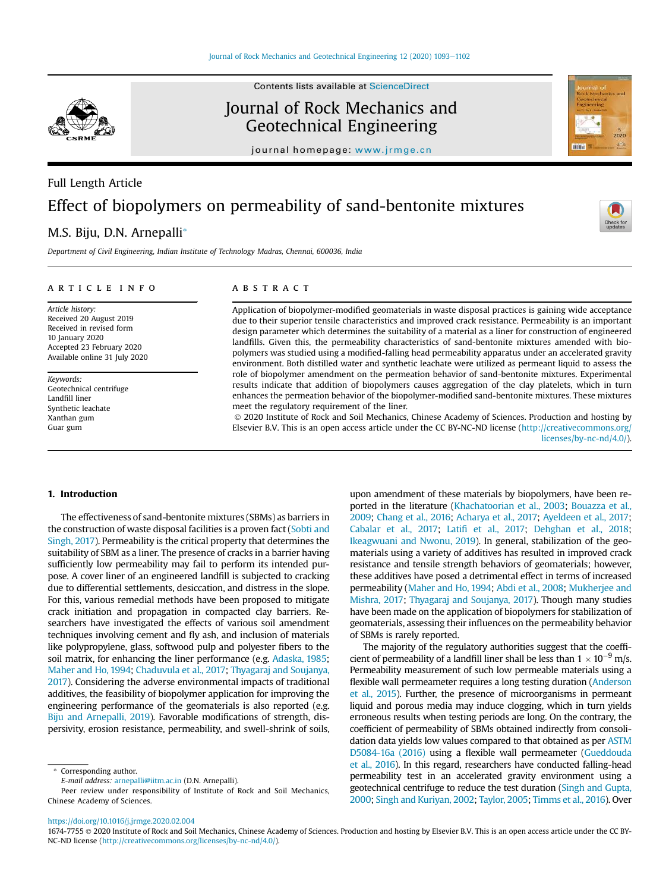Contents lists available at ScienceDirect

# Journal of Rock Mechanics and Geotechnical Engineering

journal homepage: www.jrmge.cn

Full Length Article

# Effect of biopolymers on permeability of sand-bentonite mixtures

M.S. Biju, D.N. Arnepalli*

*Department of Civil Engineering, Indian Institute of Technology Madras, Chennai, 600036, India*

## ARTICLE INFO

*Article history:*
Received 20 August 2019
Received in revised form
10 January 2020
Accepted 23 February 2020
Available online 31 July 2020

*Keywords:*
Geotechnical centrifuge
Landfill liner
Synthetic leachate
Xanthan gum
Guar gum

## ABSTRACT

Application of biopolymer-modified geomaterials in waste disposal practices is gaining wide acceptance due to their superior tensile characteristics and improved crack resistance. Permeability is an important design parameter which determines the suitability of a material as a liner for construction of engineered landfills. Given this, the permeability characteristics of sand-bentonite mixtures amended with biopolymers was studied using a modified-falling head permeability apparatus under an accelerated gravity environment. Both distilled water and synthetic leachate were utilized as permeant liquid to assess the role of biopolymer amendment on the permeation behavior of sand-bentonite mixtures. Experimental results indicate that addition of biopolymers causes aggregation of the clay platelets, which in turn enhances the permeation behavior of the biopolymer-modified sand-bentonite mixtures. These mixtures meet the regulatory requirement of the liner.

© 2020 Institute of Rock and Soil Mechanics, Chinese Academy of Sciences. Production and hosting by Elsevier B.V. This is an open access article under the CC BY-NC-ND license (http://creativecommons.org/licenses/by-nc-nd/4.0/).

## 1. Introduction

The effectiveness of sand-bentonite mixtures (SBMs) as barriers in the construction of waste disposal facilities is a proven fact (Sobti and Singh, 2017). Permeability is the critical property that determines the suitability of SBM as a liner. The presence of cracks in a barrier having sufficiently low permeability may fail to perform its intended purpose. A cover liner of an engineered landfill is subjected to cracking due to differential settlements, desiccation, and distress in the slope. For this, various remedial methods have been proposed to mitigate crack initiation and propagation in compacted clay barriers. Researchers have investigated the effects of various soil amendment techniques involving cement and fly ash, and inclusion of materials like polypropylene, glass, softwood pulp and polyester fibers to the soil matrix, for enhancing the liner performance (e.g. Adaska, 1985; Maher and Ho, 1994; Chaduvula et al., 2017; Thyagaraj and Soujanya, 2017). Considering the adverse environmental impacts of traditional additives, the feasibility of biopolymer application for improving the engineering performance of the geomaterials is also reported (e.g. Biju and Arnepalli, 2019). Favorable modifications of strength, dispersivity, erosion resistance, permeability, and swell-shrink of soils, upon amendment of these materials by biopolymers, have been reported in the literature (Khachatoorian et al., 2003; Bouazza et al., 2009; Chang et al., 2016; Acharya et al., 2017; Ayeldeen et al., 2017; Cabalar et al., 2017; Latifi et al., 2017; Dehghan et al., 2018; Ikeagwuani and Nwonu, 2019). In general, stabilization of the geomaterials using a variety of additives has resulted in improved crack resistance and tensile strength behaviors of geomaterials; however, these additives have posed a detrimental effect in terms of increased permeability (Maher and Ho, 1994; Abdi et al., 2008; Mukherjee and Mishra, 2017; Thyagaraj and Soujanya, 2017). Though many studies have been made on the application of biopolymers for stabilization of geomaterials, assessing their influences on the permeability behavior of SBMs is rarely reported.

The majority of the regulatory authorities suggest that the coefficient of permeability of a landfill liner shall be less than $1 \times 10^{-9}$ m/s. Permeability measurement of such low permeable materials using a flexible wall permeameter requires a long testing duration (Anderson et al., 2015). Further, the presence of microorganisms in permeant liquid and porous media may induce clogging, which in turn yields erroneous results when testing periods are long. On the contrary, the coefficient of permeability of SBMs obtained indirectly from consolidation data yields low values compared to that obtained as per ASTM D5084-16a (2016) using a flexible wall permeameter (Gueddouda et al., 2016). In this regard, researchers have conducted falling-head permeability test in an accelerated gravity environment using a geotechnical centrifuge to reduce the test duration (Singh and Gupta, 2000; Singh and Kuriyan, 2002; Taylor, 2005; Timms et al., 2016). Over

\* Corresponding author.
*E-mail address:* arnepalli@iitm.ac.in (D.N. Arnepalli).
Peer review under responsibility of Institute of Rock and Soil Mechanics, Chinese Academy of Sciences.

https://doi.org/10.1016/j.jrmge.2020.02.004
1674-7755 © 2020 Institute of Rock and Soil Mechanics, Chinese Academy of Sciences. Production and hosting by Elsevier B.V. This is an open access article under the CC BY-NC-ND license (http://creativecommons.org/licenses/by-nc-nd/4.0/).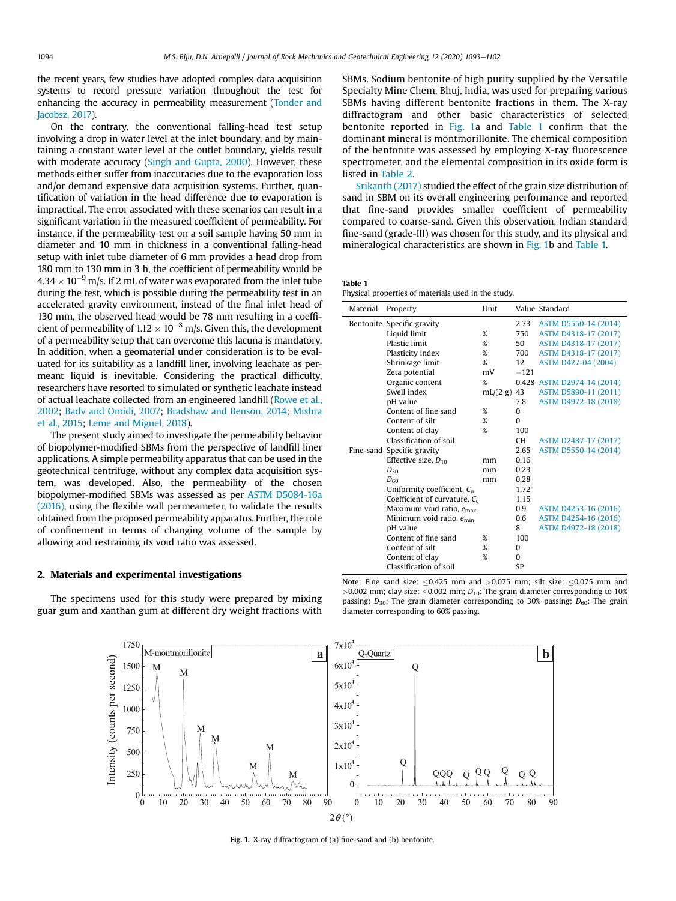the recent years, few studies have adopted complex data acquisition systems to record pressure variation throughout the test for enhancing the accuracy in permeability measurement (Tonder and Jacobsz, 2017).

On the contrary, the conventional falling-head test setup involving a drop in water level at the inlet boundary, and by maintaining a constant water level at the outlet boundary, yields result with moderate accuracy (Singh and Gupta, 2000). However, these methods either suffer from inaccuracies due to the evaporation loss and/or demand expensive data acquisition systems. Further, quantification of variation in the head difference due to evaporation is impractical. The error associated with these scenarios can result in a significant variation in the measured coefficient of permeability. For instance, if the permeability test on a soil sample having 50 mm in diameter and 10 mm in thickness in a conventional falling-head setup with inlet tube diameter of 6 mm provides a head drop from 180 mm to 130 mm in 3 h, the coefficient of permeability would be $4.34 \times 10^{-9}$ m/s. If 2 mL of water was evaporated from the inlet tube during the test, which is possible during the permeability test in an accelerated gravity environment, instead of the final inlet head of 130 mm, the observed head would be 78 mm resulting in a coefficient of permeability of $1.12 \times 10^{-8}$ m/s. Given this, the development of a permeability setup that can overcome this lacuna is mandatory. In addition, when a geomaterial under consideration is to be evaluated for its suitability as a landfill liner, involving leachate as permeant liquid is inevitable. Considering the practical difficulty, researchers have resorted to simulated or synthetic leachate instead of actual leachate collected from an engineered landfill (Rowe et al., 2002; Badv and Omidi, 2007; Bradshaw and Benson, 2014; Mishra et al., 2015; Leme and Miguel, 2018).

The present study aimed to investigate the permeability behavior of biopolymer-modified SBMs from the perspective of landfill liner applications. A simple permeability apparatus that can be used in the geotechnical centrifuge, without any complex data acquisition system, was developed. Also, the permeability of the chosen biopolymer-modified SBMs was assessed as per ASTM D5084-16a (2016), using the flexible wall permeameter, to validate the results obtained from the proposed permeability apparatus. Further, the role of confinement in terms of changing volume of the sample by allowing and restraining its void ratio was assessed.

## 2. Materials and experimental investigations

The specimens used for this study were prepared by mixing guar gum and xanthan gum at different dry weight fractions with SBMs. Sodium bentonite of high purity supplied by the Versatile Specialty Mine Chem, Bhuj, India, was used for preparing various SBMs having different bentonite fractions in them. The X-ray diffractogram and other basic characteristics of selected bentonite reported in Fig. 1a and Table 1 confirm that the dominant mineral is montmorillonite. The chemical composition of the bentonite was assessed by employing X-ray fluorescence spectrometer, and the elemental composition in its oxide form is listed in Table 2.

Srikanth (2017) studied the effect of the grain size distribution of sand in SBM on its overall engineering performance and reported that fine-sand provides smaller coefficient of permeability compared to coarse-sand. Given this observation, Indian standard fine-sand (grade-III) was chosen for this study, and its physical and mineralogical characteristics are shown in Fig. 1b and Table 1.

**Table 1**
Physical properties of materials used in the study.

| Material | Property | Unit | Value | Standard |
|---|---|---|---|---|
| Bentonite | Specific gravity | | 2.73 | ASTM D5550-14 (2014) |
| | Liquid limit | % | 750 | ASTM D4318-17 (2017) |
| | Plastic limit | % | 50 | ASTM D4318-17 (2017) |
| | Plasticity index | % | 700 | ASTM D4318-17 (2017) |
| | Shrinkage limit | % | 12 | ASTM D427-04 (2004) |
| | Zeta potential | mV | −121 | |
| | Organic content | % | 0.428 | ASTM D2974-14 (2014) |
| | Swell index | mL/(2 g) | 43 | ASTM D5890-11 (2011) |
| | pH value | | 7.8 | ASTM D4972-18 (2018) |
| | Content of fine sand | % | 0 | |
| | Content of silt | % | 0 | |
| | Content of clay | % | 100 | |
| | Classification of soil | | CH | ASTM D2487-17 (2017) |
| Fine-sand | Specific gravity | | 2.65 | ASTM D5550-14 (2014) |
| | Effective size, $D_{10}$ | mm | 0.16 | |
| | $D_{30}$ | mm | 0.23 | |
| | $D_{60}$ | mm | 0.28 | |
| | Uniformity coefficient, $C_u$ | | 1.72 | |
| | Coefficient of curvature, $C_c$ | | 1.15 | |
| | Maximum void ratio, $e_{max}$ | | 0.9 | ASTM D4253-16 (2016) |
| | Minimum void ratio, $e_{min}$ | | 0.6 | ASTM D4254-16 (2016) |
| | pH value | | 8 | ASTM D4972-18 (2018) |
| | Content of fine sand | % | 100 | |
| | Content of silt | % | 0 | |
| | Content of clay | % | 0 | |
| | Classification of soil | | SP | |

Note: Fine sand size: ≤0.425 mm and >0.075 mm; silt size: ≤0.075 mm and >0.002 mm; clay size: ≤0.002 mm; $D_{10}$: The grain diameter corresponding to 10% passing; $D_{30}$: The grain diameter corresponding to 30% passing; $D_{60}$: The grain diameter corresponding to 60% passing.

**Fig. 1.** X-ray diffractogram of (a) fine-sand and (b) bentonite.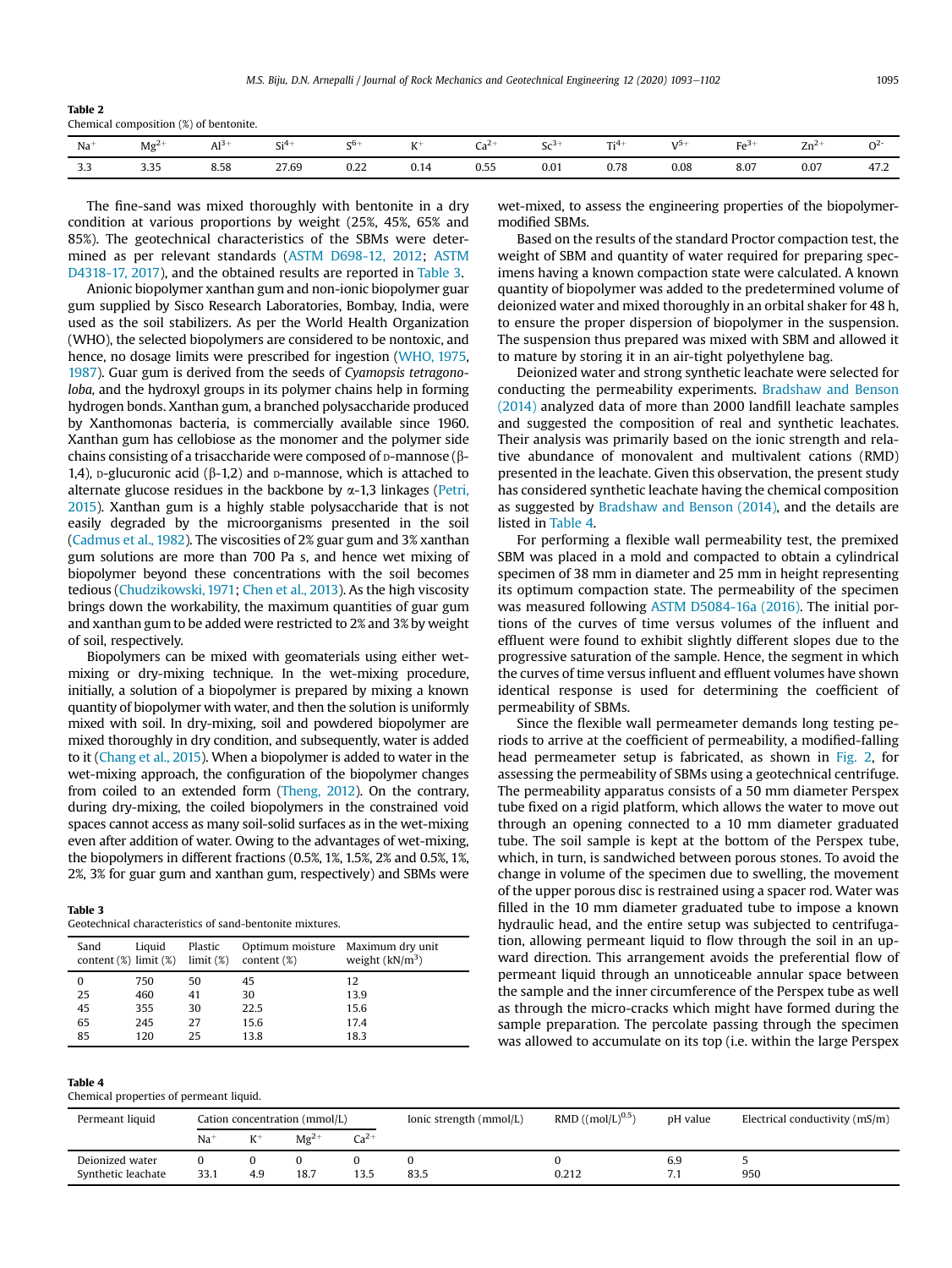**Table 2**
Chemical composition (%) of bentonite.

| $Na^{+}$ | $Mg^{2+}$ | $Al^{3+}$ | $Si^{4+}$ | $S^{6+}$ | $K^{+}$ | $Ca^{2+}$ | $Sc^{3+}$ | $Ti^{4+}$ | $V^{5+}$ | $Fe^{3+}$ | $Zn^{2+}$ | $O^{2-}$ |
|---|---|---|---|---|---|---|---|---|---|---|---|---|
| 3.3 | 3.35 | 8.58 | 27.69 | 0.22 | 0.14 | 0.55 | 0.01 | 0.78 | 0.08 | 8.07 | 0.07 | 47.2 |

The fine-sand was mixed thoroughly with bentonite in a dry condition at various proportions by weight (25%, 45%, 65% and 85%). The geotechnical characteristics of the SBMs were determined as per relevant standards (ASTM D698-12, 2012; ASTM D4318-17, 2017), and the obtained results are reported in Table 3.

Anionic biopolymer xanthan gum and non-ionic biopolymer guar gum supplied by Sisco Research Laboratories, Bombay, India, were used as the soil stabilizers. As per the World Health Organization (WHO), the selected biopolymers are considered to be nontoxic, and hence, no dosage limits were prescribed for ingestion (WHO, 1975, 1987). Guar gum is derived from the seeds of *Cyamopsis tetragonoloba*, and the hydroxyl groups in its polymer chains help in forming hydrogen bonds. Xanthan gum, a branched polysaccharide produced by Xanthomonas bacteria, is commercially available since 1960. Xanthan gum has cellobiose as the monomer and the polymer side chains consisting of a trisaccharide were composed of D-mannose (β-1,4), D-glucuronic acid (β-1,2) and D-mannose, which is attached to alternate glucose residues in the backbone by α-1,3 linkages (Petri, 2015). Xanthan gum is a highly stable polysaccharide that is not easily degraded by the microorganisms present in the soil (Cadmus et al., 1982). The viscosities of 2% guar gum and 3% xanthan gum solutions are more than 700 Pa s, and hence wet mixing of biopolymer beyond these concentrations with the soil becomes tedious (Chudzikowski, 1971; Chen et al., 2013). As the high viscosity brings down the workability, the maximum quantities of guar gum and xanthan gum to be added were restricted to 2% and 3% by weight of soil, respectively.

Biopolymers can be mixed with geomaterials using either wet-mixing or dry-mixing technique. In the wet-mixing procedure, initially, a solution of a biopolymer is prepared by mixing a known quantity of biopolymer with water, and then the solution is uniformly mixed with soil. In dry-mixing, soil and powdered biopolymer are mixed thoroughly in dry condition, and subsequently, water is added to it (Chang et al., 2015). When a biopolymer is added to water in the wet-mixing approach, the configuration of the biopolymer changes from coiled to an extended form (Theng, 2012). On the contrary, during dry-mixing, the coiled biopolymers in the constrained void spaces cannot access as many soil-solid surfaces as in the wet-mixing even after addition of water. Owing to the advantages of wet-mixing, the biopolymers in different fractions (0.5%, 1%, 1.5%, 2% and 0.5%, 1%, 2%, 3% for guar gum and xanthan gum, respectively) and SBMs were wet-mixed, to assess the engineering properties of the biopolymer-modified SBMs.

Based on the results of the standard Proctor compaction test, the weight of SBM and quantity of water required for preparing specimens having a known compaction state were calculated. A known quantity of biopolymer was added to the predetermined volume of deionized water and mixed thoroughly in an orbital shaker for 48 h, to ensure the proper dispersion of biopolymer in the suspension. The suspension thus prepared was mixed with SBM and allowed it to mature by storing it in an air-tight polyethylene bag.

Deionized water and strong synthetic leachate were selected for conducting the permeability experiments. Bradshaw and Benson (2014) analyzed data of more than 2000 landfill leachate samples and suggested the composition of real and synthetic leachates. Their analysis was primarily based on the ionic strength and relative abundance of monovalent and multivalent cations (RMD) presented in the leachate. Given this observation, the present study has considered synthetic leachate having the chemical composition as suggested by Bradshaw and Benson (2014), and the details are listed in Table 4.

For performing a flexible wall permeability test, the premixed SBM was placed in a mold and compacted to obtain a cylindrical specimen of 38 mm in diameter and 25 mm in height representing its optimum compaction state. The permeability of the specimen was measured following ASTM D5084-16a (2016). The initial portions of the curves of time versus volumes of the influent and effluent were found to exhibit slightly different slopes due to the progressive saturation of the sample. Hence, the segment in which the curves of time versus influent and effluent volumes have shown identical response is used for determining the coefficient of permeability of SBMs.

Since the flexible wall permeameter demands long testing periods to arrive at the coefficient of permeability, a modified-falling head permeameter setup is fabricated, as shown in Fig. 2, for assessing the permeability of SBMs using a geotechnical centrifuge. The permeability apparatus consists of a 50 mm diameter Perspex tube fixed on a rigid platform, which allows the water to move out through an opening connected to a 10 mm diameter graduated tube. The soil sample is kept at the bottom of the Perspex tube, which, in turn, is sandwiched between porous stones. To avoid the change in volume of the specimen due to swelling, the movement of the upper porous disc is restrained using a spacer rod. Water was filled in the 10 mm diameter graduated tube to impose a known hydraulic head, and the entire setup was subjected to centrifugation, allowing permeant liquid to flow through the soil in an upward direction. This arrangement avoids the preferential flow of permeant liquid through an unnoticeable annular space between the sample and the inner circumference of the Perspex tube as well as through the micro-cracks which might have formed during the sample preparation. The percolate passing through the specimen was allowed to accumulate on its top (i.e. within the large Perspex

**Table 3**
Geotechnical characteristics of sand-bentonite mixtures.

| Sand content (%) | Liquid limit (%) | Plastic limit (%) | Optimum moisture content (%) | Maximum dry unit weight ($kN/m^3$) |
|---|---|---|---|---|
| 0 | 750 | 50 | 45 | 12 |
| 25 | 460 | 41 | 30 | 13.9 |
| 45 | 355 | 30 | 22.5 | 15.6 |
| 65 | 245 | 27 | 15.6 | 17.4 |
| 85 | 120 | 25 | 13.8 | 18.3 |

**Table 4**
Chemical properties of permeant liquid.

| Permeant liquid | Cation concentration (mmol/L) | | | | Ionic strength (mmol/L) | RMD ($(mol/L)^{0.5}$) | pH value | Electrical conductivity (mS/m) |
|---|---|---|---|---|---|---|---|---|
| | $Na^{+}$ | $K^{+}$ | $Mg^{2+}$ | $Ca^{2+}$ | | | | |
| Deionized water | 0 | 0 | 0 | 0 | 0 | 0 | 6.9 | 5 |
| Synthetic leachate | 33.1 | 4.9 | 18.7 | 13.5 | 83.5 | 0.212 | 7.1 | 950 |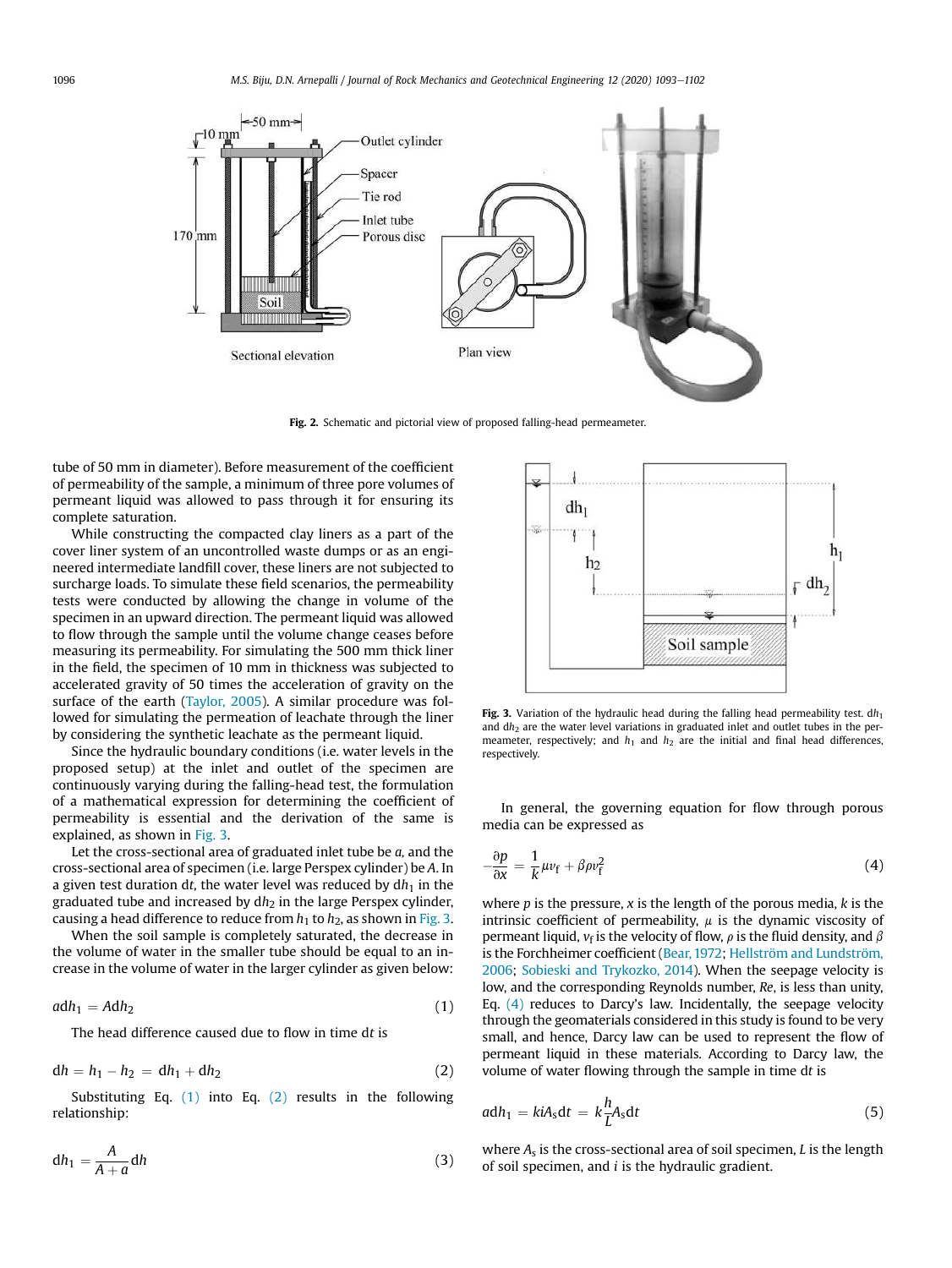Fig. 2. Schematic and pictorial view of proposed falling-head permeameter.

tube of 50 mm in diameter). Before measurement of the coefficient of permeability of the sample, a minimum of three pore volumes of permeant liquid was allowed to pass through it for ensuring its complete saturation.

While constructing the compacted clay liners as a part of the cover liner system of an uncontrolled waste dumps or an engineered intermediate landfill cover, these liners are not subjected to surcharge loads. To simulate these field scenarios, the permeability tests were conducted by allowing the change in volume of the specimen in an upward direction. The permeant liquid was allowed to flow through the sample until the volume change ceases before measuring its permeability. For simulating the 500 mm thick liner in the field, the specimen of 10 mm in thickness was subjected to accelerated gravity of 50 times the acceleration of gravity on the surface of the earth (Taylor, 2005). A similar procedure was followed for simulating the permeation of leachate through the liner by considering the synthetic leachate as the permeant liquid.

Since the hydraulic boundary conditions (i.e. water levels in the proposed setup) at the inlet and outlet of the specimen are continuously varying during the falling-head test, the formulation of a mathematical expression for determining the coefficient of permeability is essential and the derivation of the same is explained, as shown in Fig. 3.

Let the cross-sectional area of graduated inlet tube be $a$, and the cross-sectional area of specimen (i.e. large Perspex cylinder) be $A$. In a given test duration $\mathrm{d}t$, the water level was reduced by $\mathrm{d}h_1$ in the graduated tube and increased by $\mathrm{d}h_2$ in the large Perspex cylinder, causing a head difference to reduce from $h_1$ to $h_2$, as shown in Fig. 3.

When the soil sample is completely saturated, the decrease in the volume of water in the smaller tube should be equal to an increase in the volume of water in the larger cylinder as given below:

$$a\mathrm{d}h_1 = A\mathrm{d}h_2 \tag{1}$$

The head difference caused due to flow in time $\mathrm{d}t$ is

$$\mathrm{d}h = h_1 - h_2 = \mathrm{d}h_1 + \mathrm{d}h_2 \tag{2}$$

Substituting Eq. (1) into Eq. (2) results in the following relationship:

$$\mathrm{d}h_1 = \frac{A}{A+a}\mathrm{d}h \tag{3}$$

Fig. 3. Variation of the hydraulic head during the falling head permeability test. $\mathrm{d}h_1$ and $\mathrm{d}h_2$ are the water level variations in graduated inlet and outlet tubes in the permeameter, respectively; and $h_1$ and $h_2$ are the initial and final head differences, respectively.

In general, the governing equation for flow through porous media can be expressed as

$$-\frac{\partial p}{\partial x} = \frac{1}{k}\mu v_{\mathrm{f}} + \beta \rho v_{\mathrm{f}}^2 \tag{4}$$

where $p$ is the pressure, $x$ is the length of the porous media, $k$ is the intrinsic coefficient of permeability, $\mu$ is the dynamic viscosity of permeant liquid, $v_{\mathrm{f}}$ is the velocity of flow, $\rho$ is the fluid density, and $\beta$ is the Forchheimer coefficient (Bear, 1972; Hellström and Lundström, 2006; Sobieski and Trykozko, 2014). When the seepage velocity is low, and the corresponding Reynolds number, $Re$, is less than unity, Eq. (4) reduces to Darcy's law. Incidentally, the seepage velocity through the geomaterials considered in this study is found to be very small, and hence, Darcy law can be used to represent the flow of permeant liquid in these materials. According to Darcy law, the volume of water flowing through the sample in time $\mathrm{d}t$ is

$$a\mathrm{d}h_1 = kiA_{\mathrm{s}}\mathrm{d}t = k\frac{h}{L}A_{\mathrm{s}}\mathrm{d}t \tag{5}$$

where $A_{\mathrm{s}}$ is the cross-sectional area of soil specimen, $L$ is the length of soil specimen, and $i$ is the hydraulic gradient.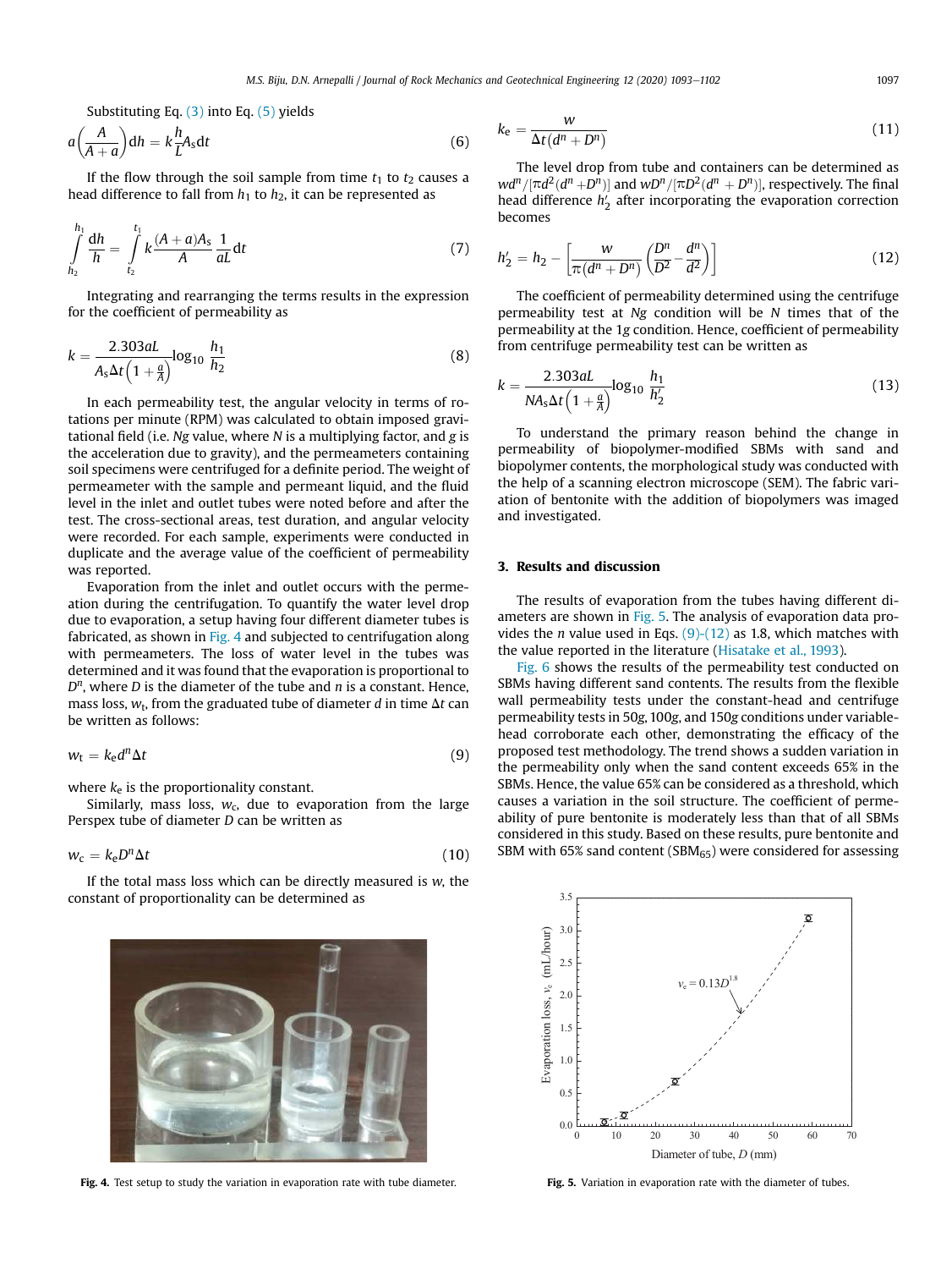Substituting Eq. (3) into Eq. (5) yields

$$a\left(\frac{A}{A+a}\right)\mathrm{d}h = k\frac{h}{L}A_\mathrm{s}\mathrm{d}t \tag{6}$$

If the flow through the soil sample from time $t_1$ to $t_2$ causes a head difference to fall from $h_1$ to $h_2$, it can be represented as

$$\int_{h_2}^{h_1}\frac{\mathrm{d}h}{h} = \int_{t_2}^{t_1} k\frac{(A+a)A_\mathrm{s}}{A}\frac{1}{aL}\mathrm{d}t \tag{7}$$

Integrating and rearranging the terms results in the expression for the coefficient of permeability as

$$k = \frac{2.303aL}{A_\mathrm{s}\Delta t\left(1+\frac{a}{A}\right)}\log_{10}\frac{h_1}{h_2} \tag{8}$$

In each permeability test, the angular velocity in terms of rotations per minute (RPM) was calculated to obtain imposed gravitational field (i.e. $Ng$ value, where $N$ is a multiplying factor, and $g$ is the acceleration due to gravity), and the permeameters containing soil specimens were centrifuged for a definite period. The weight of permeameter with the sample and permeant liquid, and the fluid level in the inlet and outlet tubes were noted before and after the test. The cross-sectional areas, test duration, and angular velocity were recorded. For each sample, experiments were conducted in duplicate and the average value of the coefficient of permeability was reported.

Evaporation from the inlet and outlet occurs with the permeation during the centrifugation. To quantify the water level drop due to evaporation, a setup having four different diameter tubes is fabricated, as shown in Fig. 4 and subjected to centrifugation along with permeameters. The loss of water level in the tubes was determined and it was found that the evaporation is proportional to $D^n$, where $D$ is the diameter of the tube and $n$ is a constant. Hence, mass loss, $w_\mathrm{t}$, from the graduated tube of diameter $d$ in time $\Delta t$ can be written as follows:

$$w_\mathrm{t} = k_\mathrm{e}d^n\Delta t \tag{9}$$

where $k_\mathrm{e}$ is the proportionality constant.

Similarly, mass loss, $w_\mathrm{c}$, due to evaporation from the large Perspex tube of diameter $D$ can be written as

$$w_\mathrm{c} = k_\mathrm{e}D^n\Delta t \tag{10}$$

If the total mass loss which can be directly measured is $w$, the constant of proportionality can be determined as

Fig. 4. Test setup to study the variation in evaporation rate with tube diameter.

$$k_\mathrm{e} = \frac{w}{\Delta t(d^n + D^n)} \tag{11}$$

The level drop from tube and containers can be determined as $wd^n/[\pi d^2(d^n + D^n)]$ and $wD^n/[\pi D^2(d^n + D^n)]$, respectively. The final head difference $h_2'$ after incorporating the evaporation correction becomes

$$h_2' = h_2 - \left[\frac{w}{\pi(d^n + D^n)}\left(\frac{D^n}{D^2} - \frac{d^n}{d^2}\right)\right] \tag{12}$$

The coefficient of permeability determined using the centrifuge permeability test at $Ng$ condition will be $N$ times that of the permeability at the 1$g$ condition. Hence, coefficient of permeability from centrifuge permeability test can be written as

$$k = \frac{2.303aL}{NA_\mathrm{s}\Delta t\left(1+\frac{a}{A}\right)}\log_{10}\frac{h_1}{h_2'} \tag{13}$$

To understand the primary reason behind the change in permeability of biopolymer-modified SBMs with sand and biopolymer contents, the morphological study was conducted with the help of a scanning electron microscope (SEM). The fabric variation of bentonite with the addition of biopolymers was imaged and investigated.

## 3. Results and discussion

The results of evaporation from the tubes having different diameters are shown in Fig. 5. The analysis of evaporation data provides the $n$ value used in Eqs. (9)-(12) as 1.8, which matches with the value reported in the literature (Hisatake et al., 1993).

Fig. 6 shows the results of the permeability test conducted on SBMs having different sand contents. The results from the flexible wall permeability tests under the constant-head and centrifuge permeability tests in 50$g$, 100$g$, and 150$g$ conditions under variable-head corroborate each other, demonstrating the efficacy of the proposed test methodology. The trend shows a sudden variation in the permeability only when the sand content exceeds 65% in the SBMs. Hence, the value 65% can be considered as a threshold, which causes a variation in the soil structure. The coefficient of permeability of pure bentonite is moderately less than that of all SBMs considered in this study. Based on these results, pure bentonite and SBM with 65% sand content ($\mathrm{SBM}_{65}$) were considered for assessing

Fig. 5. Variation in evaporation rate with the diameter of tubes.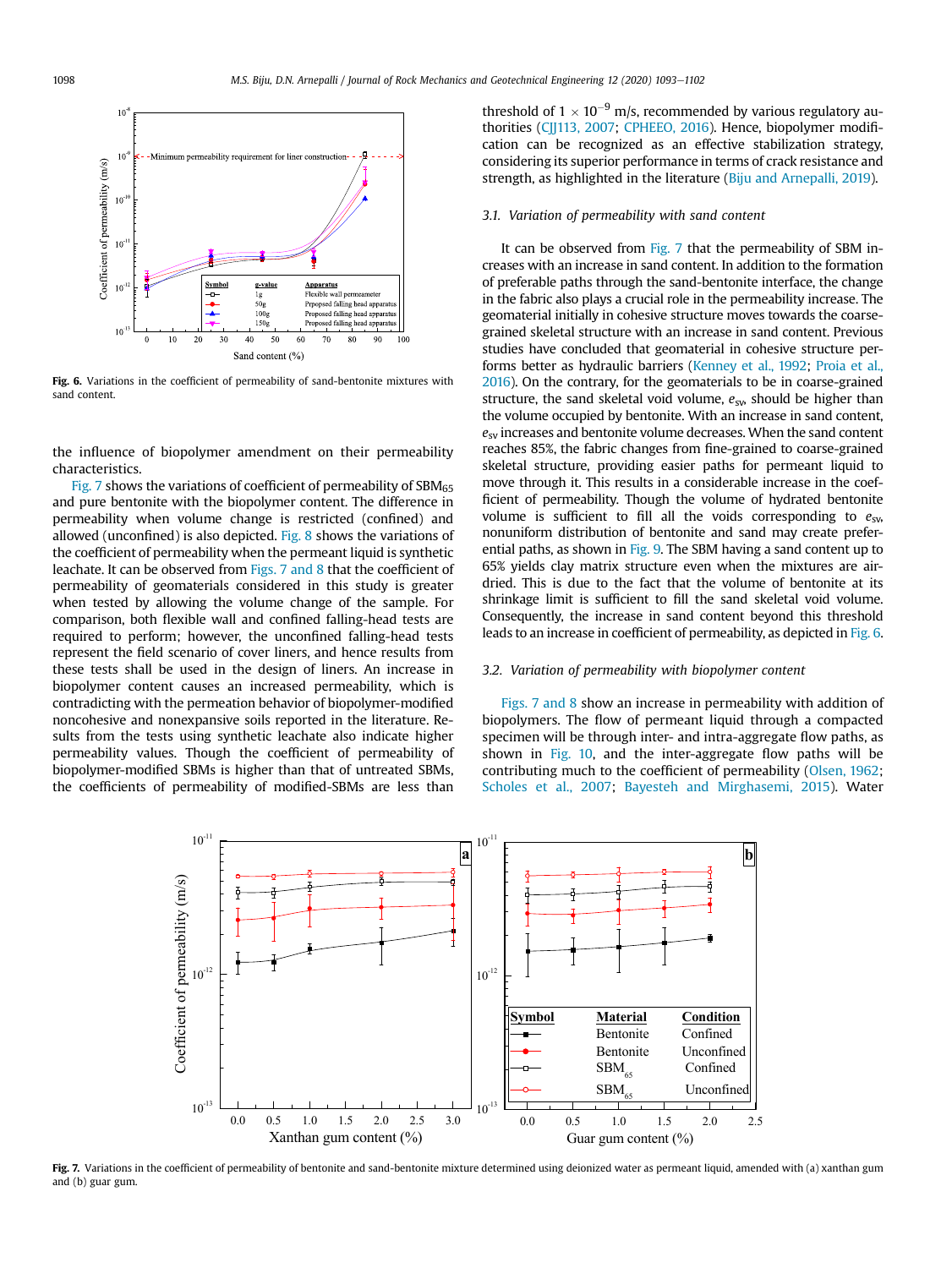Fig. 6. Variations in the coefficient of permeability of sand-bentonite mixtures with sand content.

the influence of biopolymer amendment on their permeability characteristics.

Fig. 7 shows the variations of coefficient of permeability of $SBM_{65}$ and pure bentonite with the biopolymer content. The difference in permeability when volume change is restricted (confined) and allowed (unconfined) is also depicted. Fig. 8 shows the variations of the coefficient of permeability when the permeant liquid is synthetic leachate. It can be observed from Figs. 7 and 8 that the coefficient of permeability of geomaterials considered in this study is greater when tested by allowing the volume change of the sample. For comparison, both flexible wall and confined falling-head tests are required to perform; however, the unconfined falling-head tests represent the field scenario of cover liners, and hence results from these tests shall be used in the design of liners. An increase in biopolymer content causes an increased permeability, which is contradicting with the permeation behavior of biopolymer-modified noncohesive and nonexpansive soils reported in the literature. Results from the tests using synthetic leachate also indicate higher permeability values. Though the coefficient of permeability of biopolymer-modified SBMs is higher than that of untreated SBMs, the coefficients of permeability of modified-SBMs are less than threshold of $1 \times 10^{-9}$ m/s, recommended by various regulatory authorities (CJJ113, 2007; CPHEEO, 2016). Hence, biopolymer modification can be recognized as an effective stabilization strategy, considering its superior performance in terms of crack resistance and strength, as highlighted in the literature (Biju and Arnepalli, 2019).

### 3.1. Variation of permeability with sand content

It can be observed from Fig. 7 that the permeability of SBM increases with an increase in sand content. In addition to the formation of preferable paths through the sand-bentonite interface, the change in the fabric also plays a crucial role in the permeability increase. The geomaterial initially in cohesive structure moves towards the coarse-grained skeletal structure with an increase in sand content. Previous studies have concluded that geomaterial in cohesive structure performs better as hydraulic barriers (Kenney et al., 1992; Proia et al., 2016). On the contrary, for the geomaterials to be in coarse-grained structure, the sand skeletal void volume, $e_{sv}$, should be higher than the volume occupied by bentonite. With an increase in sand content, $e_{sv}$ increases and bentonite volume decreases. When the sand content reaches 85%, the fabric changes from fine-grained to coarse-grained skeletal structure, providing easier paths for permeant liquid to move through it. This results in a considerable increase in the coefficient of permeability. Though the volume of hydrated bentonite volume is sufficient to fill all the voids corresponding to $e_{sv}$, nonuniform distribution of bentonite and sand may create preferential paths, as shown in Fig. 9. The SBM having a sand content up to 65% yields clay matrix structure even when the mixtures are air-dried. This is due to the fact that the volume of bentonite at its shrinkage limit is sufficient to fill the sand skeletal void volume. Consequently, the increase in sand content beyond this threshold leads to an increase in coefficient of permeability, as depicted in Fig. 6.

### 3.2. Variation of permeability with biopolymer content

Figs. 7 and 8 show an increase in permeability with addition of biopolymers. The flow of permeant liquid through a compacted specimen will be through inter- and intra-aggregate flow paths, as shown in Fig. 10, and the inter-aggregate flow paths will be contributing much to the coefficient of permeability (Olsen, 1962; Scholes et al., 2007; Bayesteh and Mirghasemi, 2015). Water

Fig. 7. Variations in the coefficient of permeability of bentonite and sand-bentonite mixture determined using deionized water as permeant liquid, amended with (a) xanthan gum and (b) guar gum.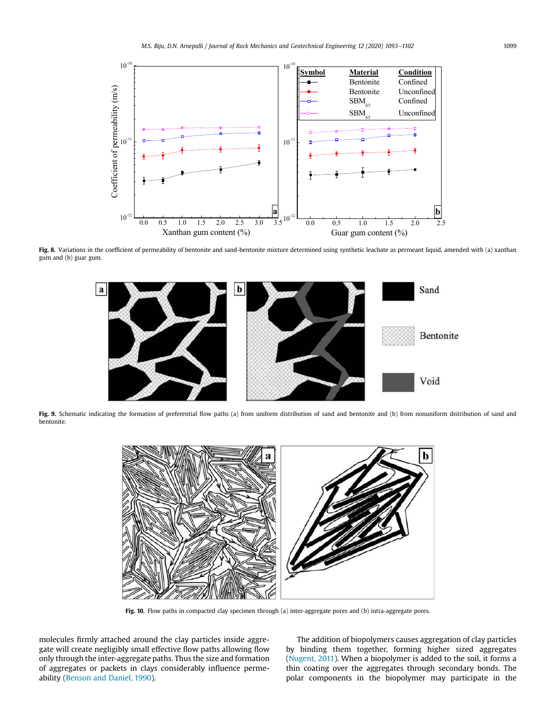**Fig. 8.** Variations in the coefficient of permeability of bentonite and sand-bentonite mixture determined using synthetic leachate as permeant liquid, amended with (a) xanthan gum and (b) guar gum.

**Fig. 9.** Schematic indicating the formation of preferential flow paths (a) from uniform distribution of sand and bentonite and (b) from nonuniform distribution of sand and bentonite.

**Fig. 10.** Flow paths in compacted clay specimen through (a) inter-aggregate pores and (b) intra-aggregate pores.

molecules firmly attached around the clay particles inside aggregate will create negligibly small effective flow paths allowing flow only through the inter-aggregate paths. Thus the size and formation of aggregates or packets in clays considerably influence permeability (Benson and Daniel, 1990).

The addition of biopolymers causes aggregation of clay particles by binding them together, forming higher sized aggregates (Nugent, 2011). When a biopolymer is added to the soil, it forms a thin coating over the aggregates through secondary bonds. The polar components in the biopolymer may participate in the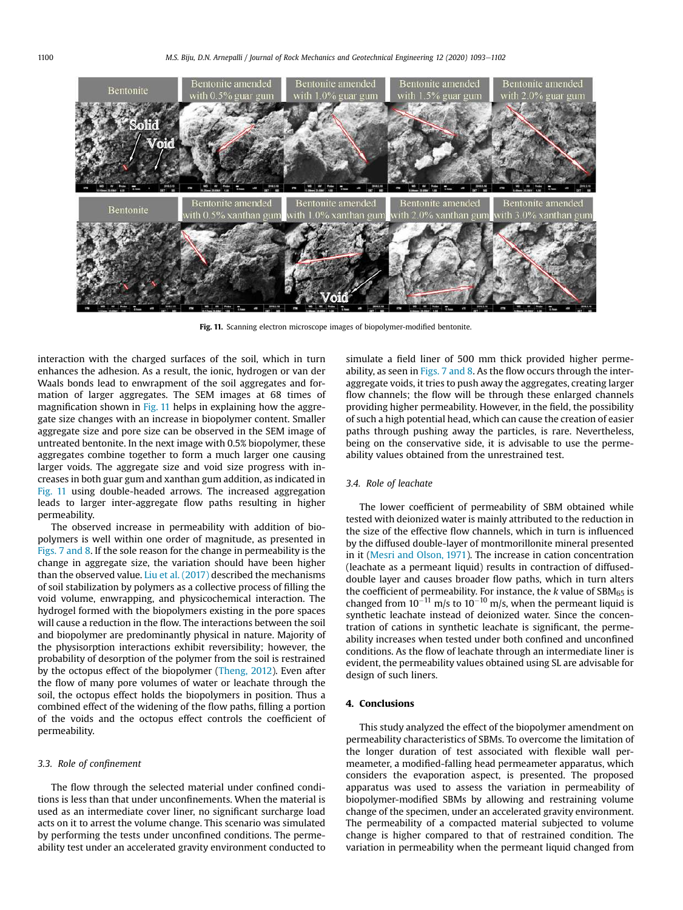Fig. 11. Scanning electron microscope images of biopolymer-modified bentonite.

interaction with the charged surfaces of the soil, which in turn enhances the adhesion. As a result, the ionic, hydrogen or van der Waals bonds lead to enwrapment of the soil aggregates and formation of larger aggregates. The SEM images at 68 times of magnification shown in Fig. 11 helps in explaining how the aggregate size changes with an increase in biopolymer content. Smaller aggregate size and pore size can be observed in the SEM image of untreated bentonite. In the next image with 0.5% biopolymer, these aggregates combine together to form a much larger one causing larger voids. The aggregate size and void size progress with increases in both guar gum and xanthan gum addition, as indicated in Fig. 11 using double-headed arrows. The increased aggregation leads to larger inter-aggregate flow paths resulting in higher permeability.

The observed increase in permeability with addition of biopolymers is well within one order of magnitude, as presented in Figs. 7 and 8. If the sole reason for the change in permeability is the change in aggregate size, the variation should have been higher than the observed value. Liu et al. (2017) described the mechanisms of soil stabilization by polymers as a collective process of filling the void volume, enwrapping, and physicochemical interaction. The hydrogel formed with the biopolymers existing in the pore spaces will cause a reduction in the flow. The interactions between the soil and biopolymer are predominantly physical in nature. Majority of the physisorption interactions exhibit reversibility; however, the probability of desorption of the polymer from the soil is restrained by the octopus effect of the biopolymer (Theng, 2012). Even after the flow of many pore volumes of water or leachate through the soil, the octopus effect holds the biopolymers in position. Thus a combined effect of the widening of the flow paths, filling a portion of the voids and the octopus effect controls the coefficient of permeability.

### 3.3. Role of confinement

The flow through the selected material under confined conditions is less than that under unconfinements. When the material is used as an intermediate cover liner, no significant surcharge load acts on it to arrest the volume change. This scenario was simulated by performing the tests under unconfined conditions. The permeability test under an accelerated gravity environment conducted to simulate a field liner of 500 mm thick provided higher permeability, as seen in Figs. 7 and 8. As the flow occurs through the inter-aggregate voids, it tries to push away the aggregates, creating larger flow channels; the flow will be through these enlarged channels providing higher permeability. However, in the field, the possibility of such a high potential head, which can cause the creation of easier paths through pushing away the particles, is rare. Nevertheless, being on the conservative side, it is advisable to use the permeability values obtained from the unrestrained test.

### 3.4. Role of leachate

The lower coefficient of permeability of SBM obtained while tested with deionized water is mainly attributed to the reduction in the size of the effective flow channels, which in turn is influenced by the diffused double-layer of montmorillonite mineral presented in it (Mesri and Olson, 1971). The increase in cation concentration (leachate as a permeant liquid) results in contraction of diffused-double layer and causes broader flow paths, which in turn alters the coefficient of permeability. For instance, the $k$ value of $SBM_{65}$ is changed from $10^{-11}$ m/s to $10^{-10}$ m/s, when the permeant liquid is synthetic leachate instead of deionized water. Since the concentration of cations in synthetic leachate is significant, the permeability increases when tested under both confined and unconfined conditions. As the flow of leachate through an intermediate liner is evident, the permeability values obtained using SL are advisable for design of such liners.

## 4. Conclusions

This study analyzed the effect of the biopolymer amendment on permeability characteristics of SBMs. To overcome the limitation of the longer duration of test associated with flexible wall permeameter, a modified-falling head permeameter apparatus, which considers the evaporation aspect, is presented. The proposed apparatus was used to assess the variation in permeability of biopolymer-modified SBMs by allowing and restraining volume change of the specimen, under an accelerated gravity environment. The permeability of a compacted material subjected to volume change is higher compared to that of restrained condition. The variation in permeability when the permeant liquid changed from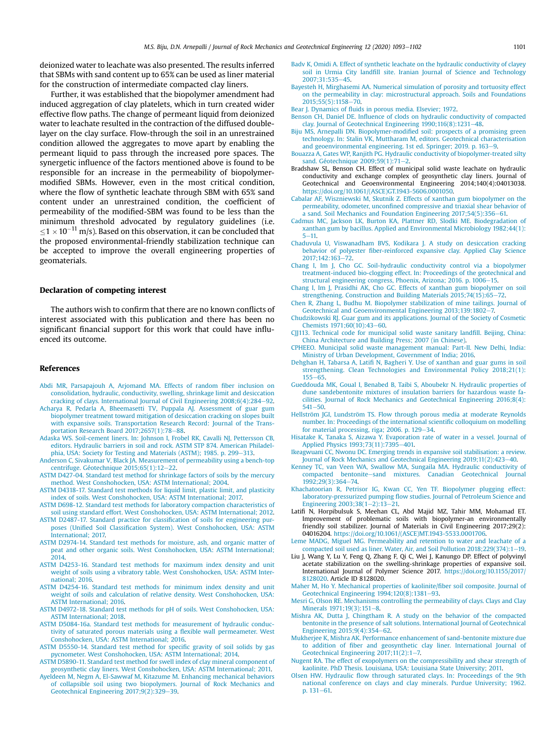deionized water to leachate was also presented. The results inferred that SBMs with sand content up to 65% can be used as liner material for the construction of intermediate compacted clay liners.

Further, it was established that the biopolymer amendment had induced aggregation of clay platelets, which in turn created wider effective flow paths. The change of permeant liquid from deionized water to leachate resulted in the contraction of the diffused double-layer on the clay surface. Flow-through the soil in an unrestrained condition allowed the aggregates to move apart by enabling the permeant liquid to pass through the increased pore spaces. The synergetic influence of the factors mentioned above is found to be responsible for an increase in the permeability of biopolymer-modified SBMs. However, even in the most critical condition, where the flow of synthetic leachate through SBM with 65% sand content under an unrestrained condition, the coefficient of permeability of the modified-SBM was found to be less than the minimum threshold advocated by regulatory guidelines (i.e. $\leq 1 \times 10^{-11}$ m/s). Based on this observation, it can be concluded that the proposed environmental-friendly stabilization technique can be accepted to improve the overall engineering properties of geomaterials.

## Declaration of competing interest

The authors wish to confirm that there are no known conflicts of interest associated with this publication and there has been no significant financial support for this work that could have influenced its outcome.

## References

Abdi MR, Parsapajouh A, Arjomand MA. Effects of random fiber inclusion on consolidation, hydraulic, conductivity, swelling, shrinkage limit and desiccation cracking of clays. International Journal of Civil Engineering 2008;6(4):284–92.

Acharya R, Pedarla A, Bheemasetti TV, Puppala AJ. Assessment of guar gum biopolymer treatment toward mitigation of desiccation cracking on slopes built with expansive soils. Transportation Research Record: Journal of the Transportation Research Board 2017;2657(1):78–88.

Adaska WS. Soil-cement liners. In: Johnson I, Frobel RK, Cavalli NJ, Pettersson CB, editors. Hydraulic barriers in soil and rock. ASTM STP 874. American Philadelphia, USA: Society for Testing and Materials (ASTM); 1985. p. 299–313.

Anderson C, Sivakumar V, Black JA. Measurement of permeability using a bench-top centrifuge. Géotechnique 2015;65(1):12–22.

ASTM D427-04. Standard test method for shrinkage factors of soils by the mercury method. West Conshohocken, USA: ASTM International; 2004.

ASTM D4318-17. Standard test methods for liquid limit, plastic limit, and plasticity index of soils. West Conshohocken, USA: ASTM International; 2017.

ASTM D698-12. Standard test methods for laboratory compaction characteristics of soil using standard effort. West Conshohocken, USA: ASTM International; 2012.

ASTM D2487-17. Standard practice for classification of soils for engineering purposes (Unified Soil Classification System). West Conshohocken, USA: ASTM International; 2017.

ASTM D2974-14. Standard test methods for moisture, ash, and organic matter of peat and other organic soils. West Conshohocken, USA: ASTM International; 2014.

ASTM D4253-16. Standard test methods for maximum index density and unit weight of soils using a vibratory table. West Conshohocken, USA: ASTM International; 2016.

ASTM D4254-16. Standard test methods for minimum index density and unit weight of soils and calculation of relative density. West Conshohocken, USA: ASTM International; 2016.

ASTM D4972-18. Standard test methods for pH of soils. West Conshohocken, USA: ASTM International; 2018.

ASTM D5084-16a. Standard test methods for measurement of hydraulic conductivity of saturated porous materials using a flexible wall permeameter. West Conshohocken, USA: ASTM International; 2016.

ASTM D5550-14. Standard test method for specific gravity of soil solids by gas pycnometer. West Conshohocken, USA: ASTM International; 2014.

ASTM D5890-11. Standard test method for swell index of clay mineral component of geosynthetic clay liners. West Conshohocken, USA: ASTM International; 2011.

Ayeldeen M, Negm A, El-Sawwaf M, Kitazume M. Enhancing mechanical behaviors of collapsible soil using two biopolymers. Journal of Rock Mechanics and Geotechnical Engineering 2017;9(2):329–39.

Badv K, Omidi A. Effect of synthetic leachate on the hydraulic conductivity of clayey soil in Urmia City landfill site. Iranian Journal of Science and Technology 2007;31:535–45.

Bayesteh H, Mirghasemi AA. Numerical simulation of porosity and tortuosity effect on the permeability in clay: microstructural approach. Soils and Foundations 2015;55(5):1158–70.

Bear J. Dynamics of fluids in porous media. Elsevier; 1972.

Benson CH, Daniel DE. Influence of clods on hydraulic conductivity of compacted clay. Journal of Geotechnical Engineering 1990;116(8):1231–48.

Biju MS, Arnepalli DN. Biopolymer-modified soil: prospects of a promising green technology. In: Stalin VK, Muttharam M, editors. Geotechnical characterisation and geoenvironmental engineering. 1st ed. Springer; 2019. p. 163–9.

Bouazza A, Gates WP, Ranjith PG. Hydraulic conductivity of biopolymer-treated silty sand. Géotechnique 2009;59(1):71–2.

Bradshaw SL, Benson CH. Effect of municipal solid waste leachate on hydraulic conductivity and exchange complex of geosynthetic clay liners. Journal of Geotechnical and Geoenvironmental Engineering 2014;140(4):04013038. https://doi.org/10.1061/(ASCE)GT.1943-5606.0001050.

Cabalar AF, Wiszniewski M, Skutnik Z. Effects of xanthan gum biopolymer on the permeability, odometer, unconfined compressive and triaxial shear behavior of a sand. Soil Mechanics and Foundation Engineering 2017;54(5):356–61.

Cadmus MC, Jackson LK, Burton KA, Plattner RD, Slodki ME. Biodegradation of xanthan gum by bacillus. Applied and Environmental Microbiology 1982;44(1):5–11.

Chaduvula U, Viswanadham BVS, Kodikara J. A study on desiccation cracking behavior of polyester fiber-reinforced expansive clay. Applied Clay Science 2017;142:163–72.

Chang I, Im J, Cho GC. Soil-hydraulic conductivity control via a biopolymer treatment-induced bio-clogging effect. In: Proceedings of the geotechnical and structural engineering congress, Phoenix, Arizona; 2016. p. 1006–15.

Chang I, Im J, Prasidhi AK, Cho GC. Effects of xanthan gum biopolymer on soil strengthening. Construction and Building Materials 2015;74:65–72.

Chen R, Zhang L, Budhu M. Biopolymer stabilization of mine tailings. Journal of Geotechnical and Geoenvironmental Engineering 2013;139:1802–7.

Chudzikowski RJ. Guar gum and its applications. Journal of the Society of Cosmetic Chemists 1971;60(10):43–60.

CJJ113. Technical code for municipal solid waste sanitary landfill. Beijing, China: China Architecture and Building Press; 2007 (in Chinese).

CPHEEO. Municipal solid waste management manual: Part-II. New Delhi, India: Ministry of Urban Development, Government of India; 2016.

Dehghan H, Tabarsa A, Latifi N, Bagheri Y. Use of xanthan and guar gums in soil strengthening. Clean Technologies and Environmental Policy 2018;21(1):155–65.

Gueddouda MK, Goual I, Benabed B, Taibi S, Aboubekr N. Hydraulic properties of dune sandebentonite mixtures of insulation barriers for hazardous waste facilities. Journal of Rock Mechanics and Geotechnical Engineering 2016;8(4):541–50.

Hellström JGI, Lundström TS. Flow through porous media at moderate Reynolds number. In: Proceedings of the international scientific colloquium on modelling for material processing, riga; 2006. p. 129–34.

Hisatake K, Tanaka S, Aizawa Y. Evaporation rate of water in a vessel. Journal of Applied Physics 1993;73(11):7395–401.

Ikeagwuani CC, Nwonu DC. Emerging trends in expansive soil stabilisation: a review. Journal of Rock Mechanics and Geotechnical Engineering 2019;11(2):423–40.

Kenney TC, van Veen WA, Swallow MA, Sungaila MA. Hydraulic conductivity of compacted bentonite–sand mixtures. Canadian Geotechnical Journal 1992;29(3):364–74.

Khachatoorian R, Petrisor IG, Kwan CC, Yen TF. Biopolymer plugging effect: laboratory-pressurized pumping flow studies. Journal of Petroleum Science and Engineering 2003;38(1–2):13–21.

Latifi N, Horpibulsuk S, Meehan CL, Abd Majid MZ, Tahir MM, Mohamad ET. Improvement of problematic soils with biopolymer-an environmentally friendly soil stabilizer. Journal of Materials in Civil Engineering 2017;29(2):04016204. https://doi.org/10.1061/(ASCE)MT.1943-5533.0001706.

Leme MADG, Miguel MG. Permeability and retention to water and leachate of a compacted soil used as liner. Water, Air, and Soil Pollution 2018;229(374):1–19.

Liu J, Wang Y, Lu Y, Feng Q, Zhang F, Qi C, Wei J, Kanungo DP. Effect of polyvinyl acetate stabilization on the swelling-shrinkage properties of expansive soil. International Journal of Polymer Science 2017. https://doi.org/10.1155/2017/8128020. Article ID 8128020.

Maher M, Ho Y. Mechanical properties of kaolinite/fiber soil composite. Journal of Geotechnical Engineering 1994;120(8):1381–93.

Mesri G, Olson RE. Mechanisms controlling the permeability of clays. Clays and Clay Minerals 1971;19(3):151–8.

Mishra AK, Dutta J, Chingtham R. A study on the behavior of the compacted bentonite in the presence of salt solutions. International Journal of Geotechnical Engineering 2015;9(4):354–62.

Mukherjee K, Mishra AK. Performance enhancement of sand-bentonite mixture due to addition of fiber and geosynthetic clay liner. International Journal of Geotechnical Engineering 2017;11(2):1–7.

Nugent RA. The effect of exopolymers on the compressibility and shear strength of kaolinite. PhD Thesis. Louisiana, USA: Louisiana State University; 2011.

Olsen HW. Hydraulic flow through saturated clays. In: Proceedings of the 9th national conference on clays and clay minerals. Purdue University; 1962. p. 131–61.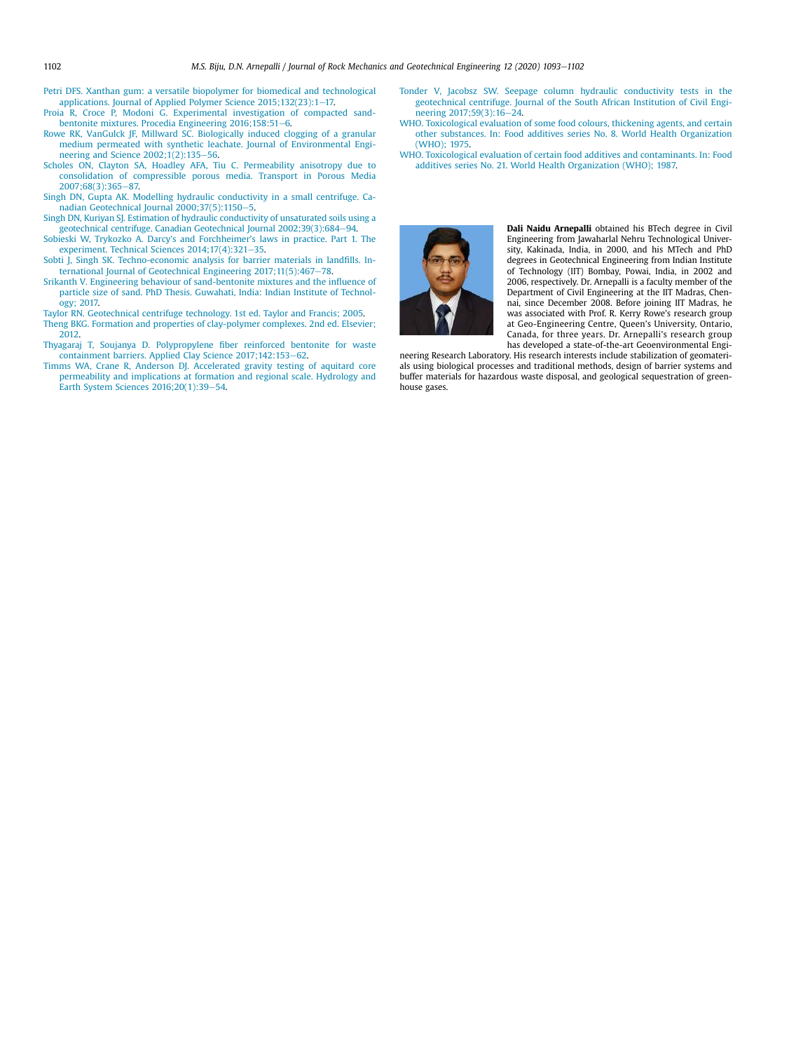Petri DFS. Xanthan gum: a versatile biopolymer for biomedical and technological applications. Journal of Applied Polymer Science 2015;132(23):1–17.

Proia R, Croce P, Modoni G. Experimental investigation of compacted sand-bentonite mixtures. Procedia Engineering 2016;158:51–6.

Rowe RK, VanGulck JF, Millward SC. Biologically induced clogging of a granular medium permeated with synthetic leachate. Journal of Environmental Engineering and Science 2002;1(2):135–56.

Scholes ON, Clayton SA, Hoadley AFA, Tiu C. Permeability anisotropy due to consolidation of compressible porous media. Transport in Porous Media 2007;68(3):365–87.

Singh DN, Gupta AK. Modelling hydraulic conductivity in a small centrifuge. Canadian Geotechnical Journal 2000;37(5):1150–5.

Singh DN, Kuriyan SJ. Estimation of hydraulic conductivity of unsaturated soils using a geotechnical centrifuge. Canadian Geotechnical Journal 2002;39(3):684–94.

Sobieski W, Trykozko A. Darcy's and Forchheimer's laws in practice. Part 1. The experiment. Technical Sciences 2014;17(4):321–35.

Sobti J, Singh SK. Techno-economic analysis for barrier materials in landfills. International Journal of Geotechnical Engineering 2017;11(5):467–78.

Srikanth V. Engineering behaviour of sand-bentonite mixtures and the influence of particle size of sand. PhD Thesis. Guwahati, India: Indian Institute of Technology; 2017.

Taylor RN. Geotechnical centrifuge technology. 1st ed. Taylor and Francis; 2005.

Theng BKG. Formation and properties of clay-polymer complexes. 2nd ed. Elsevier; 2012.

Thyagaraj T, Soujanya D. Polypropylene fiber reinforced bentonite for waste containment barriers. Applied Clay Science 2017;142:153–62.

Timms WA, Crane R, Anderson DJ. Accelerated gravity testing of aquitard core permeability and implications at formation and regional scale. Hydrology and Earth System Sciences 2016;20(1):39–54.

Tonder V, Jacobsz SW. Seepage column hydraulic conductivity tests in the geotechnical centrifuge. Journal of the South African Institution of Civil Engineering 2017;59(3):16–24.

WHO. Toxicological evaluation of some food colours, thickening agents, and certain other substances. In: Food additives series No. 8. World Health Organization (WHO); 1975.

WHO. Toxicological evaluation of certain food additives and contaminants. In: Food additives series No. 21. World Health Organization (WHO); 1987.

**Dali Naidu Arnepalli** obtained his BTech degree in Civil Engineering from Jawaharlal Nehru Technological University, Kakinada, India, in 2000, and his MTech and PhD degrees in Geotechnical Engineering from Indian Institute of Technology (IIT) Bombay, Powai, India, in 2002 and 2006, respectively. Dr. Arnepalli is a faculty member of the Department of Civil Engineering at the IIT Madras, Chennai, since December 2008. Before joining IIT Madras, he was associated with Prof. R. Kerry Rowe's research group at Geo-Engineering Centre, Queen's University, Ontario, Canada, for three years. Dr. Arnepalli's research group has developed a state-of-the-art Geoenvironmental Engineering Research Laboratory. His research interests include stabilization of geomaterials using biological processes and traditional methods, design of barrier systems and buffer materials for hazardous waste disposal, and geological sequestration of greenhouse gases.